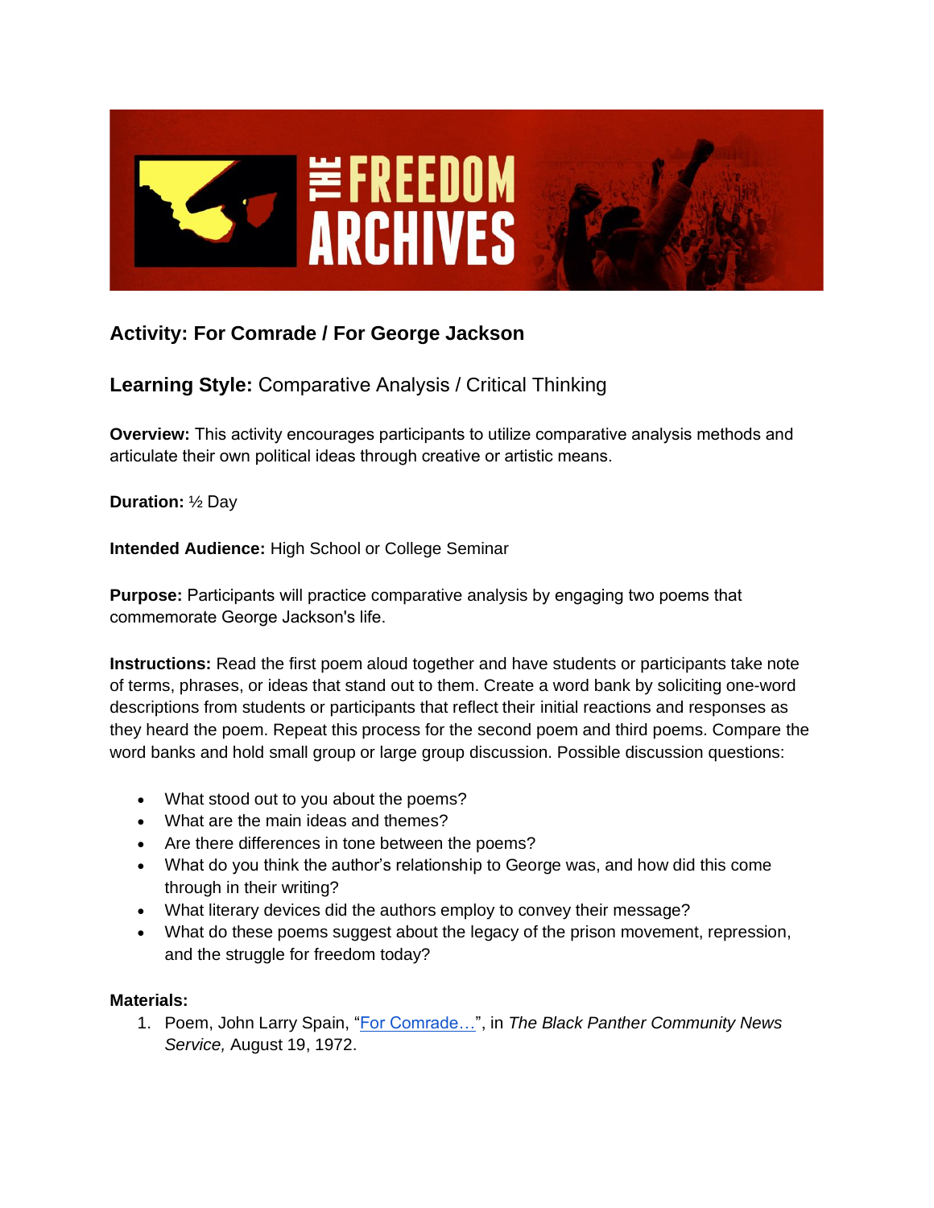## Activity: For Comrade / For George Jackson

## **Learning Style:** Comparative Analysis / Critical Thinking

**Overview:** This activity encourages participants to utilize comparative analysis methods and articulate their own political ideas through creative or artistic means.

**Duration:** ½ Day

**Intended Audience:** High School or College Seminar

**Purpose:** Participants will practice comparative analysis by engaging two poems that commemorate George Jackson's life.

**Instructions:** Read the first poem aloud together and have students or participants take note of terms, phrases, or ideas that stand out to them. Create a word bank by soliciting one-word descriptions from students or participants that reflect their initial reactions and responses as they heard the poem. Repeat this process for the second poem and third poems. Compare the word banks and hold small group or large group discussion. Possible discussion questions:

- What stood out to you about the poems?
- What are the main ideas and themes?
- Are there differences in tone between the poems?
- What do you think the author's relationship to George was, and how did this come through in their writing?
- What literary devices did the authors employ to convey their message?
- What do these poems suggest about the legacy of the prison movement, repression, and the struggle for freedom today?

**Materials:**

1. Poem, John Larry Spain, "For Comrade…", in *The Black Panther Community News Service,* August 19, 1972.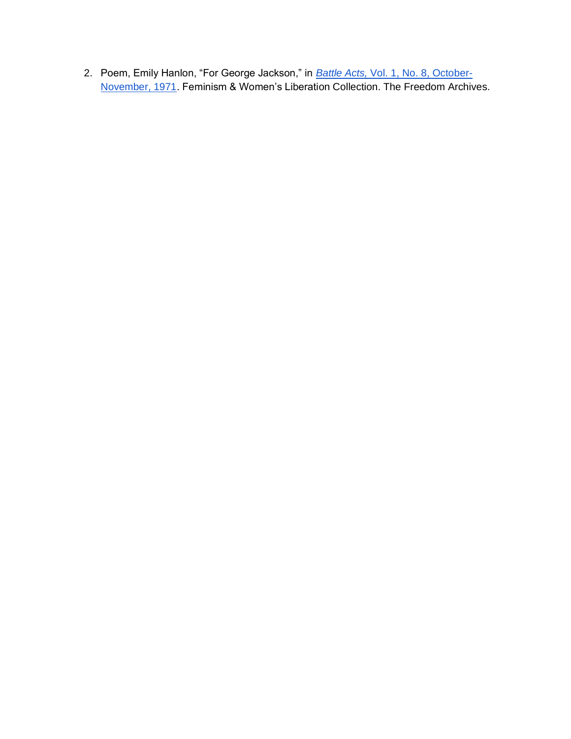2. Poem, Emily Hanlon, "For George Jackson," in *Battle Acts,* Vol. 1, No. 8, October-November, 1971. Feminism & Women's Liberation Collection. The Freedom Archives.